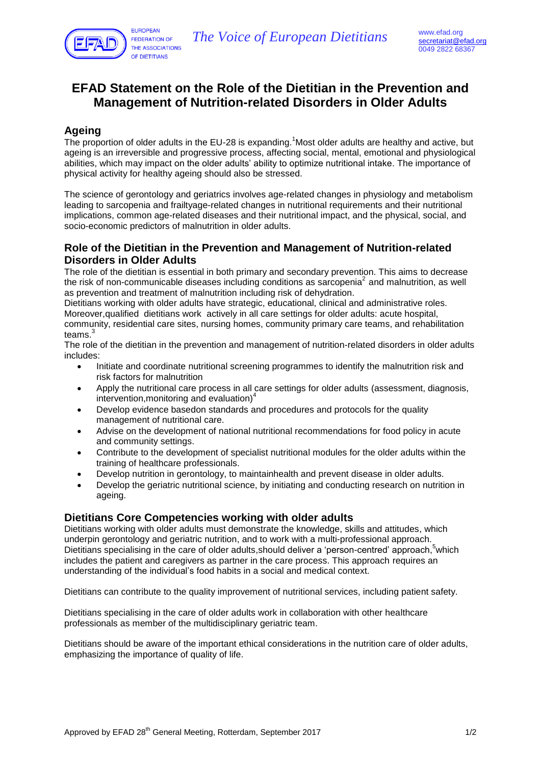# EFAD Statement on the Role of the Dietitian in the Prevention and Management of Nutrition-related Disorders in Older Adults

## Ageing

The proportion of older adults in the EU-28 is expanding.[1]Most older adults are healthy and active, but ageing is an irreversible and progressive process, affecting social, mental, emotional and physiological abilities, which may impact on the older adults' ability to optimize nutritional intake. The importance of physical activity for healthy ageing should also be stressed.

The science of gerontology and geriatrics involves age-related changes in physiology and metabolism leading to sarcopenia and frailtyage-related changes in nutritional requirements and their nutritional implications, common age-related diseases and their nutritional impact, and the physical, social, and socio-economic predictors of malnutrition in older adults.

## Role of the Dietitian in the Prevention and Management of Nutrition-related Disorders in Older Adults

The role of the dietitian is essential in both primary and secondary prevention. This aims to decrease the risk of non-communicable diseases including conditions as sarcopenia[2] and malnutrition, as well as prevention and treatment of malnutrition including risk of dehydration.

Dietitians working with older adults have strategic, educational, clinical and administrative roles. Moreover,qualified dietitians work actively in all care settings for older adults: acute hospital, community, residential care sites, nursing homes, community primary care teams, and rehabilitation teams.[3]

The role of the dietitian in the prevention and management of nutrition-related disorders in older adults includes:

- Initiate and coordinate nutritional screening programmes to identify the malnutrition risk and risk factors for malnutrition
- Apply the nutritional care process in all care settings for older adults (assessment, diagnosis, intervention,monitoring and evaluation)[4]
- Develop evidence basedon standards and procedures and protocols for the quality management of nutritional care.
- Advise on the development of national nutritional recommendations for food policy in acute and community settings.
- Contribute to the development of specialist nutritional modules for the older adults within the training of healthcare professionals.
- Develop nutrition in gerontology, to maintainhealth and prevent disease in older adults.
- Develop the geriatric nutritional science, by initiating and conducting research on nutrition in ageing.

## Dietitians Core Competencies working with older adults

Dietitians working with older adults must demonstrate the knowledge, skills and attitudes, which underpin gerontology and geriatric nutrition, and to work with a multi-professional approach. Dietitians specialising in the care of older adults,should deliver a 'person-centred' approach,[5]which includes the patient and caregivers as partner in the care process. This approach requires an understanding of the individual's food habits in a social and medical context.

Dietitians can contribute to the quality improvement of nutritional services, including patient safety.

Dietitians specialising in the care of older adults work in collaboration with other healthcare professionals as member of the multidisciplinary geriatric team.

Dietitians should be aware of the important ethical considerations in the nutrition care of older adults, emphasizing the importance of quality of life.

Approved by EFAD 28th General Meeting, Rotterdam, September 2017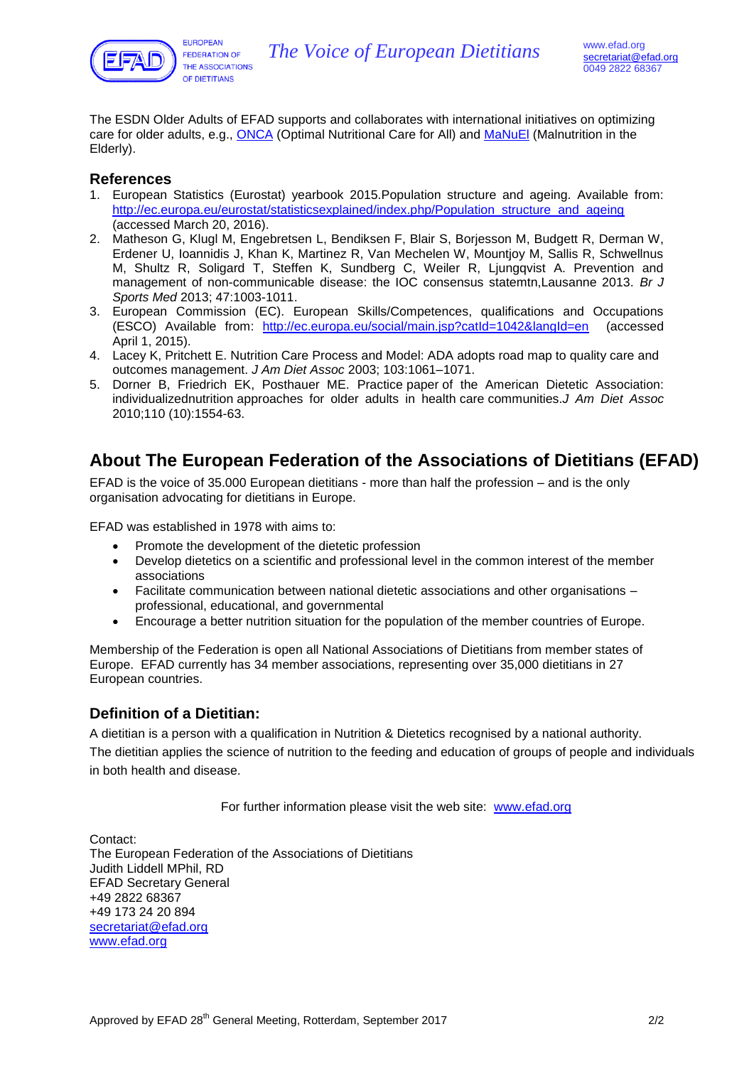The ESDN Older Adults of EFAD supports and collaborates with international initiatives on optimizing care for older adults, e.g., ONCA (Optimal Nutritional Care for All) and MaNuEl (Malnutrition in the Elderly).

## References

1. European Statistics (Eurostat) yearbook 2015.Population structure and ageing. Available from: http://ec.europa.eu/eurostat/statisticsexplained/index.php/Population_structure_and_ageing (accessed March 20, 2016).
2. Matheson G, Klugl M, Engebretsen L, Bendiksen F, Blair S, Borjesson M, Budgett R, Derman W, Erdener U, Ioannidis J, Khan K, Martinez R, Van Mechelen W, Mountjoy M, Sallis R, Schwellnus M, Shultz R, Soligard T, Steffen K, Sundberg C, Weiler R, Ljungqvist A. Prevention and management of non-communicable disease: the IOC consensus statemtn,Lausanne 2013. *Br J Sports Med* 2013; 47:1003-1011.
3. European Commission (EC). European Skills/Competences, qualifications and Occupations (ESCO) Available from: http://ec.europa.eu/social/main.jsp?catId=1042&langId=en (accessed April 1, 2015).
4. Lacey K, Pritchett E. Nutrition Care Process and Model: ADA adopts road map to quality care and outcomes management. *J Am Diet Assoc* 2003; 103:1061–1071.
5. Dorner B, Friedrich EK, Posthauer ME. Practice paper of the American Dietetic Association: individualizednutrition approaches for older adults in health care communities.*J Am Diet Assoc* 2010;110 (10):1554-63.

# About The European Federation of the Associations of Dietitians (EFAD)

EFAD is the voice of 35.000 European dietitians - more than half the profession – and is the only organisation advocating for dietitians in Europe.

EFAD was established in 1978 with aims to:

- Promote the development of the dietetic profession
- Develop dietetics on a scientific and professional level in the common interest of the member associations
- Facilitate communication between national dietetic associations and other organisations – professional, educational, and governmental
- Encourage a better nutrition situation for the population of the member countries of Europe.

Membership of the Federation is open all National Associations of Dietitians from member states of Europe. EFAD currently has 34 member associations, representing over 35,000 dietitians in 27 European countries.

## Definition of a Dietitian:

A dietitian is a person with a qualification in Nutrition & Dietetics recognised by a national authority. The dietitian applies the science of nutrition to the feeding and education of groups of people and individuals in both health and disease.

For further information please visit the web site: www.efad.org

Contact:
The European Federation of the Associations of Dietitians
Judith Liddell MPhil, RD
EFAD Secretary General
+49 2822 68367
+49 173 24 20 894
secretariat@efad.org
www.efad.org

Approved by EFAD 28th General Meeting, Rotterdam, September 2017